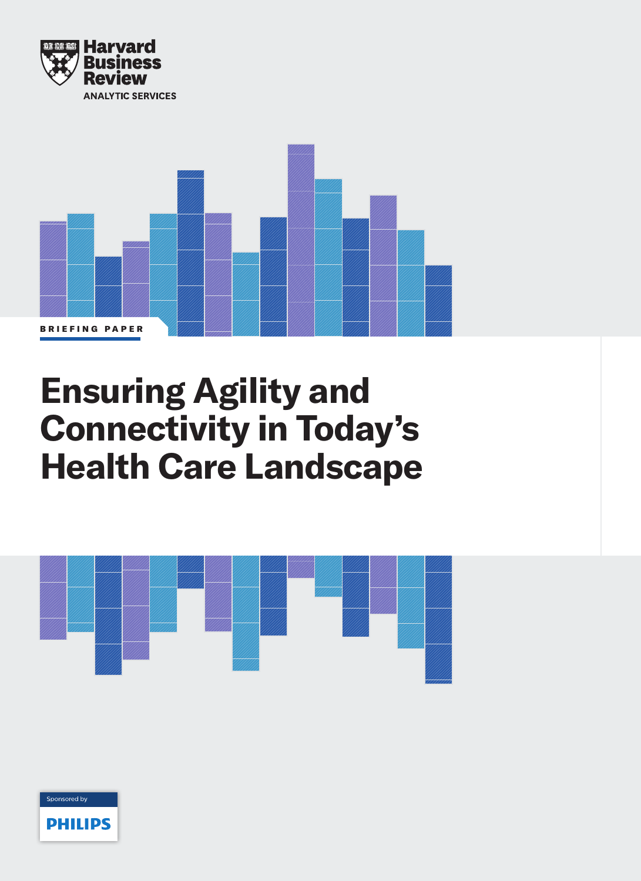Harvard Business Review

ANALYTIC SERVICES

BRIEFING PAPER

# Ensuring Agility and Connectivity in Today's Health Care Landscape

Sponsored by

PHILIPS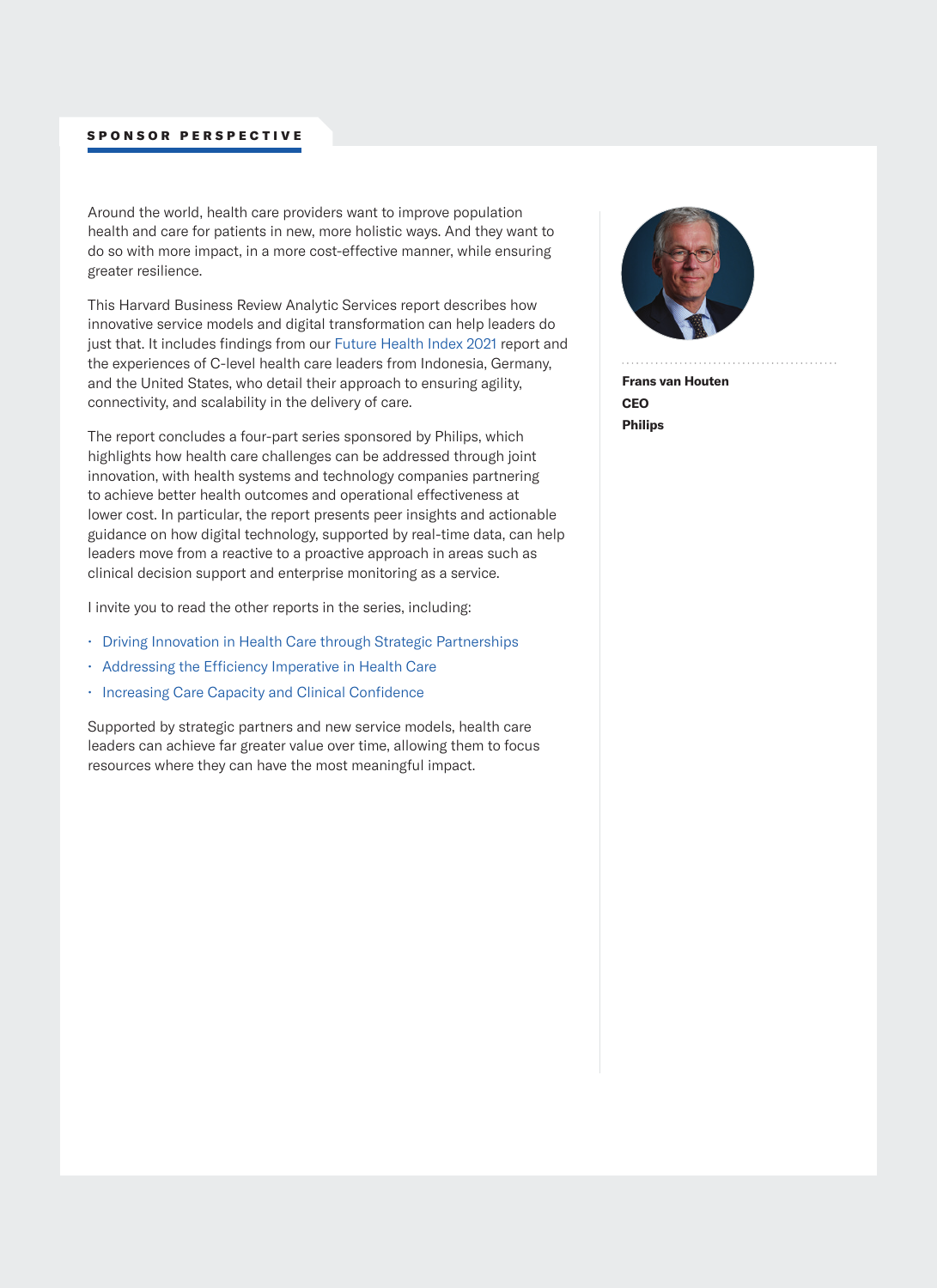## SPONSOR PERSPECTIVE

Around the world, health care providers want to improve population health and care for patients in new, more holistic ways. And they want to do so with more impact, in a more cost-effective manner, while ensuring greater resilience.

This Harvard Business Review Analytic Services report describes how innovative service models and digital transformation can help leaders do just that. It includes findings from our Future Health Index 2021 report and the experiences of C-level health care leaders from Indonesia, Germany, and the United States, who detail their approach to ensuring agility, connectivity, and scalability in the delivery of care.

The report concludes a four-part series sponsored by Philips, which highlights how health care challenges can be addressed through joint innovation, with health systems and technology companies partnering to achieve better health outcomes and operational effectiveness at lower cost. In particular, the report presents peer insights and actionable guidance on how digital technology, supported by real-time data, can help leaders move from a reactive to a proactive approach in areas such as clinical decision support and enterprise monitoring as a service.

I invite you to read the other reports in the series, including:

- Driving Innovation in Health Care through Strategic Partnerships
- Addressing the Efficiency Imperative in Health Care
- Increasing Care Capacity and Clinical Confidence

Supported by strategic partners and new service models, health care leaders can achieve far greater value over time, allowing them to focus resources where they can have the most meaningful impact.

**Frans van Houten**
**CEO**
**Philips**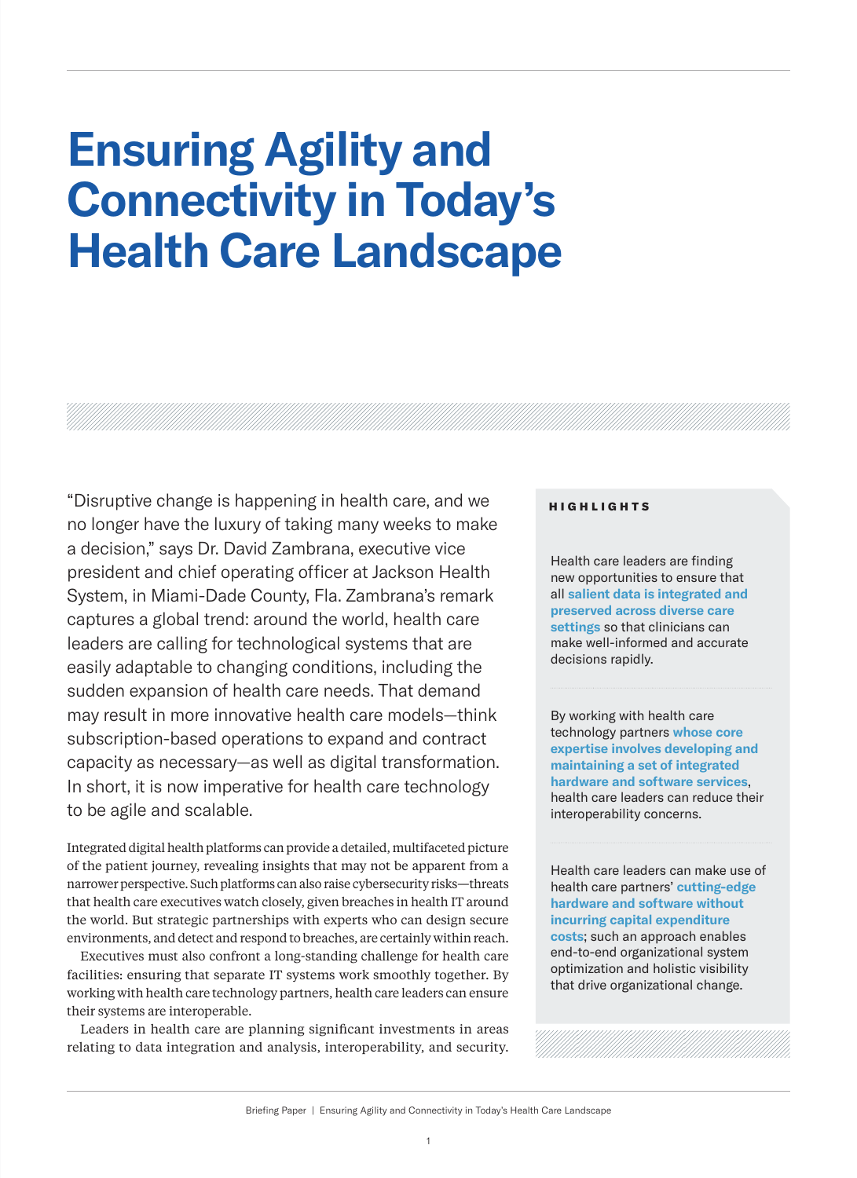# Ensuring Agility and Connectivity in Today's Health Care Landscape

"Disruptive change is happening in health care, and we no longer have the luxury of taking many weeks to make a decision," says Dr. David Zambrana, executive vice president and chief operating officer at Jackson Health System, in Miami-Dade County, Fla. Zambrana's remark captures a global trend: around the world, health care leaders are calling for technological systems that are easily adaptable to changing conditions, including the sudden expansion of health care needs. That demand may result in more innovative health care models—think subscription-based operations to expand and contract capacity as necessary—as well as digital transformation. In short, it is now imperative for health care technology to be agile and scalable.

Integrated digital health platforms can provide a detailed, multifaceted picture of the patient journey, revealing insights that may not be apparent from a narrower perspective. Such platforms can also raise cybersecurity risks—threats that health care executives watch closely, given breaches in health IT around the world. But strategic partnerships with experts who can design secure environments, and detect and respond to breaches, are certainly within reach.

Executives must also confront a long-standing challenge for health care facilities: ensuring that separate IT systems work smoothly together. By working with health care technology partners, health care leaders can ensure their systems are interoperable.

Leaders in health care are planning significant investments in areas relating to data integration and analysis, interoperability, and security.

**HIGHLIGHTS**

Health care leaders are finding new opportunities to ensure that all **salient data is integrated and preserved across diverse care settings** so that clinicians can make well-informed and accurate decisions rapidly.

By working with health care technology partners **whose core expertise involves developing and maintaining a set of integrated hardware and software services**, health care leaders can reduce their interoperability concerns.

Health care leaders can make use of health care partners' **cutting-edge hardware and software without incurring capital expenditure costs**; such an approach enables end-to-end organizational system optimization and holistic visibility that drive organizational change.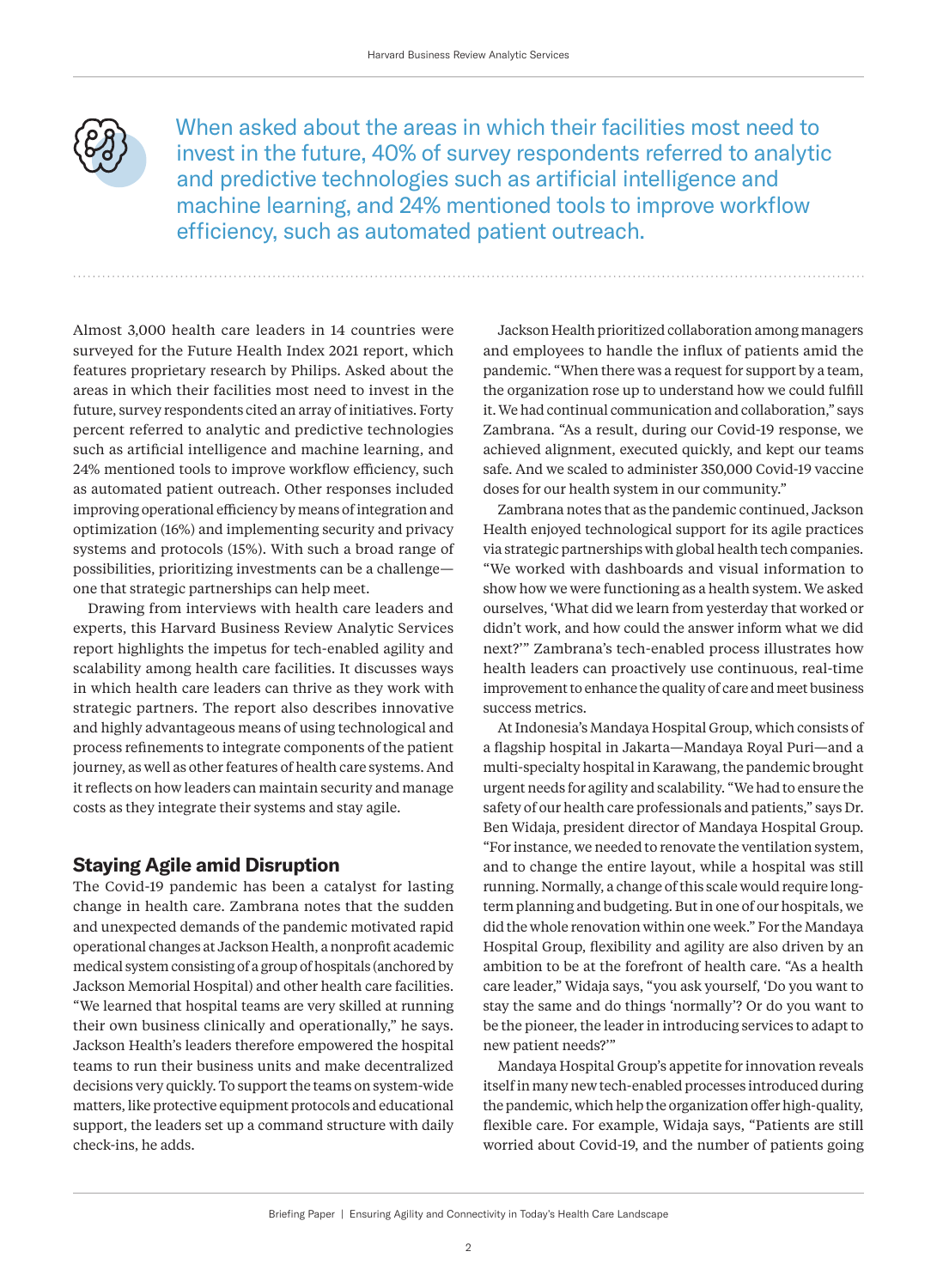When asked about the areas in which their facilities most need to invest in the future, 40% of survey respondents referred to analytic and predictive technologies such as artificial intelligence and machine learning, and 24% mentioned tools to improve workflow efficiency, such as automated patient outreach.

Almost 3,000 health care leaders in 14 countries were surveyed for the Future Health Index 2021 report, which features proprietary research by Philips. Asked about the areas in which their facilities most need to invest in the future, survey respondents cited an array of initiatives. Forty percent referred to analytic and predictive technologies such as artificial intelligence and machine learning, and 24% mentioned tools to improve workflow efficiency, such as automated patient outreach. Other responses included improving operational efficiency by means of integration and optimization (16%) and implementing security and privacy systems and protocols (15%). With such a broad range of possibilities, prioritizing investments can be a challenge—one that strategic partnerships can help meet.

Drawing from interviews with health care leaders and experts, this Harvard Business Review Analytic Services report highlights the impetus for tech-enabled agility and scalability among health care facilities. It discusses ways in which health care leaders can thrive as they work with strategic partners. The report also describes innovative and highly advantageous means of using technological and process refinements to integrate components of the patient journey, as well as other features of health care systems. And it reflects on how leaders can maintain security and manage costs as they integrate their systems and stay agile.

## Staying Agile amid Disruption

The Covid-19 pandemic has been a catalyst for lasting change in health care. Zambrana notes that the sudden and unexpected demands of the pandemic motivated rapid operational changes at Jackson Health, a nonprofit academic medical system consisting of a group of hospitals (anchored by Jackson Memorial Hospital) and other health care facilities. "We learned that hospital teams are very skilled at running their own business clinically and operationally," he says. Jackson Health's leaders therefore empowered the hospital teams to run their business units and make decentralized decisions very quickly. To support the teams on system-wide matters, like protective equipment protocols and educational support, the leaders set up a command structure with daily check-ins, he adds.

Jackson Health prioritized collaboration among managers and employees to handle the influx of patients amid the pandemic. "When there was a request for support by a team, the organization rose up to understand how we could fulfill it. We had continual communication and collaboration," says Zambrana. "As a result, during our Covid-19 response, we achieved alignment, executed quickly, and kept our teams safe. And we scaled to administer 350,000 Covid-19 vaccine doses for our health system in our community."

Zambrana notes that as the pandemic continued, Jackson Health enjoyed technological support for its agile practices via strategic partnerships with global health tech companies. "We worked with dashboards and visual information to show how we were functioning as a health system. We asked ourselves, 'What did we learn from yesterday that worked or didn't work, and how could the answer inform what we did next?'" Zambrana's tech-enabled process illustrates how health leaders can proactively use continuous, real-time improvement to enhance the quality of care and meet business success metrics.

At Indonesia's Mandaya Hospital Group, which consists of a flagship hospital in Jakarta—Mandaya Royal Puri—and a multi-specialty hospital in Karawang, the pandemic brought urgent needs for agility and scalability. "We had to ensure the safety of our health care professionals and patients," says Dr. Ben Widaja, president director of Mandaya Hospital Group. "For instance, we needed to renovate the ventilation system, and to change the entire layout, while a hospital was still running. Normally, a change of this scale would require long-term planning and budgeting. But in one of our hospitals, we did the whole renovation within one week." For the Mandaya Hospital Group, flexibility and agility are also driven by an ambition to be at the forefront of health care. "As a health care leader," Widaja says, "you ask yourself, 'Do you want to stay the same and do things 'normally'? Or do you want to be the pioneer, the leader in introducing services to adapt to new patient needs?'"

Mandaya Hospital Group's appetite for innovation reveals itself in many new tech-enabled processes introduced during the pandemic, which help the organization offer high-quality, flexible care. For example, Widaja says, "Patients are still worried about Covid-19, and the number of patients going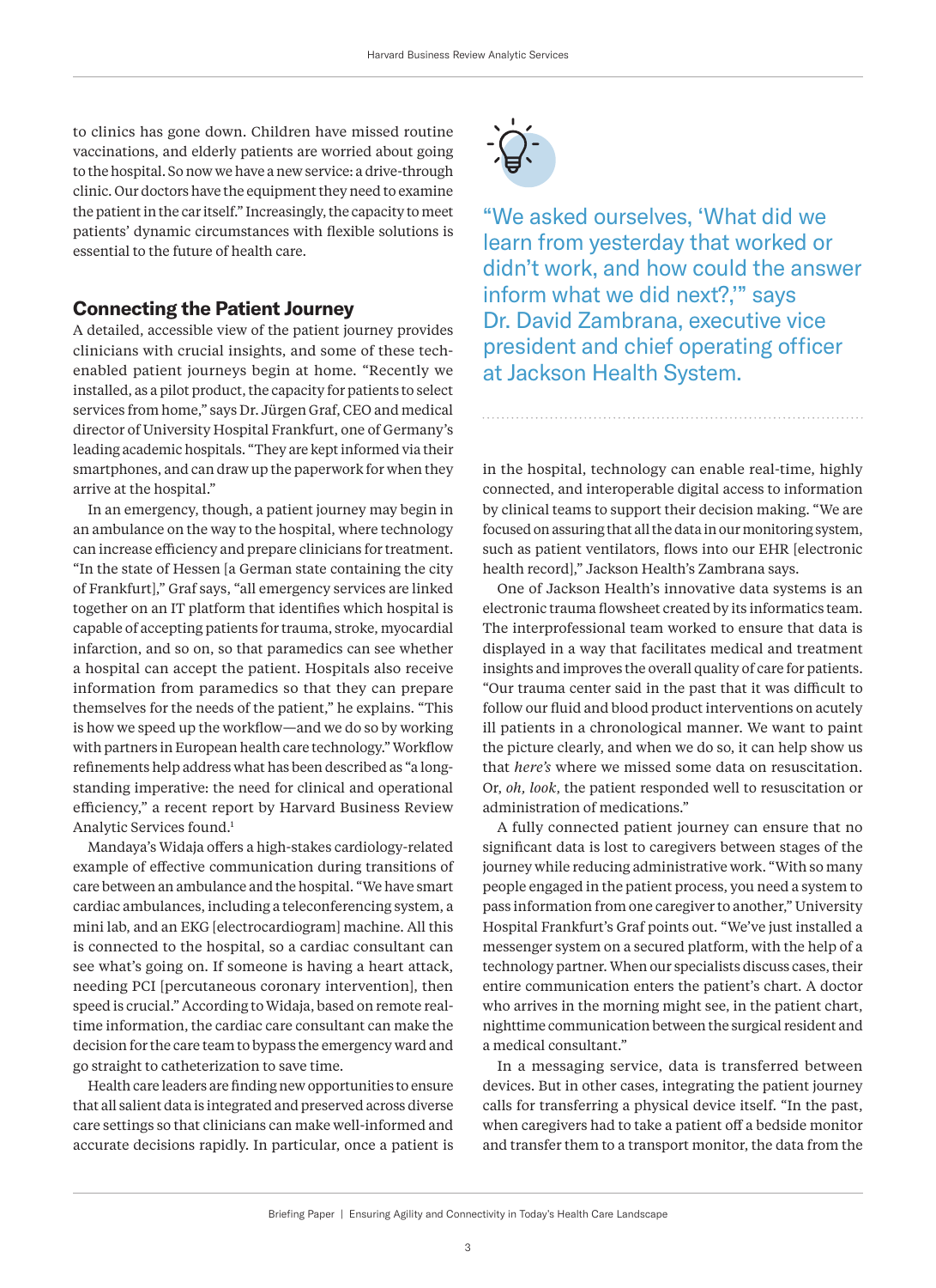to clinics has gone down. Children have missed routine vaccinations, and elderly patients are worried about going to the hospital. So now we have a new service: a drive-through clinic. Our doctors have the equipment they need to examine the patient in the car itself." Increasingly, the capacity to meet patients' dynamic circumstances with flexible solutions is essential to the future of health care.

## Connecting the Patient Journey

A detailed, accessible view of the patient journey provides clinicians with crucial insights, and some of these tech-enabled patient journeys begin at home. "Recently we installed, as a pilot product, the capacity for patients to select services from home," says Dr. Jürgen Graf, CEO and medical director of University Hospital Frankfurt, one of Germany's leading academic hospitals. "They are kept informed via their smartphones, and can draw up the paperwork for when they arrive at the hospital."

In an emergency, though, a patient journey may begin in an ambulance on the way to the hospital, where technology can increase efficiency and prepare clinicians for treatment. "In the state of Hessen [a German state containing the city of Frankfurt]," Graf says, "all emergency services are linked together on an IT platform that identifies which hospital is capable of accepting patients for trauma, stroke, myocardial infarction, and so on, so that paramedics can see whether a hospital can accept the patient. Hospitals also receive information from paramedics so that they can prepare themselves for the needs of the patient," he explains. "This is how we speed up the workflow—and we do so by working with partners in European health care technology." Workflow refinements help address what has been described as "a long-standing imperative: the need for clinical and operational efficiency," a recent report by Harvard Business Review Analytic Services found.[1]

Mandaya's Widaja offers a high-stakes cardiology-related example of effective communication during transitions of care between an ambulance and the hospital. "We have smart cardiac ambulances, including a teleconferencing system, a mini lab, and an EKG [electrocardiogram] machine. All this is connected to the hospital, so a cardiac consultant can see what's going on. If someone is having a heart attack, needing PCI [percutaneous coronary intervention], then speed is crucial." According to Widaja, based on remote real-time information, the cardiac care consultant can make the decision for the care team to bypass the emergency ward and go straight to catheterization to save time.

Health care leaders are finding new opportunities to ensure that all salient data is integrated and preserved across diverse care settings so that clinicians can make well-informed and accurate decisions rapidly. In particular, once a patient is in the hospital, technology can enable real-time, highly connected, and interoperable digital access to information by clinical teams to support their decision making. "We are focused on assuring that all the data in our monitoring system, such as patient ventilators, flows into our EHR [electronic health record]," Jackson Health's Zambrana says.

> "We asked ourselves, 'What did we learn from yesterday that worked or didn't work, and how could the answer inform what we did next?,'" says Dr. David Zambrana, executive vice president and chief operating officer at Jackson Health System.

One of Jackson Health's innovative data systems is an electronic trauma flowsheet created by its informatics team. The interprofessional team worked to ensure that data is displayed in a way that facilitates medical and treatment insights and improves the overall quality of care for patients. "Our trauma center said in the past that it was difficult to follow our fluid and blood product interventions on acutely ill patients in a chronological manner. We want to paint the picture clearly, and when we do so, it can help show us that *here's* where we missed some data on resuscitation. Or, *oh, look*, the patient responded well to resuscitation or administration of medications."

A fully connected patient journey can ensure that no significant data is lost to caregivers between stages of the journey while reducing administrative work. "With so many people engaged in the patient process, you need a system to pass information from one caregiver to another," University Hospital Frankfurt's Graf points out. "We've just installed a messenger system on a secured platform, with the help of a technology partner. When our specialists discuss cases, their entire communication enters the patient's chart. A doctor who arrives in the morning might see, in the patient chart, nighttime communication between the surgical resident and a medical consultant."

In a messaging service, data is transferred between devices. But in other cases, integrating the patient journey calls for transferring a physical device itself. "In the past, when caregivers had to take a patient off a bedside monitor and transfer them to a transport monitor, the data from the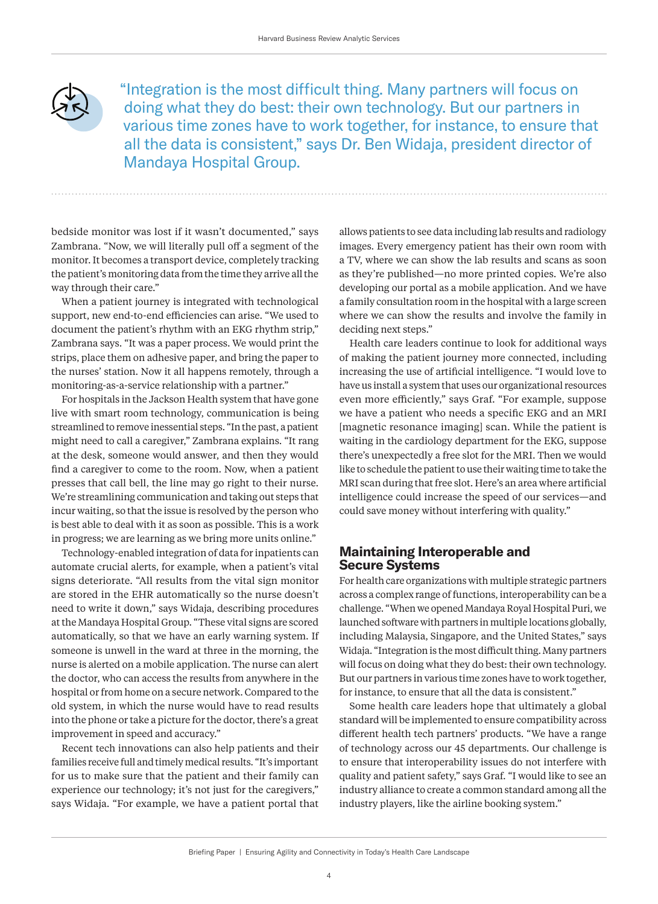> "Integration is the most difficult thing. Many partners will focus on doing what they do best: their own technology. But our partners in various time zones have to work together, for instance, to ensure that all the data is consistent," says Dr. Ben Widaja, president director of Mandaya Hospital Group.

bedside monitor was lost if it wasn't documented," says Zambrana. "Now, we will literally pull off a segment of the monitor. It becomes a transport device, completely tracking the patient's monitoring data from the time they arrive all the way through their care."

When a patient journey is integrated with technological support, new end-to-end efficiencies can arise. "We used to document the patient's rhythm with an EKG rhythm strip," Zambrana says. "It was a paper process. We would print the strips, place them on adhesive paper, and bring the paper to the nurses' station. Now it all happens remotely, through a monitoring-as-a-service relationship with a partner."

For hospitals in the Jackson Health system that have gone live with smart room technology, communication is being streamlined to remove inessential steps. "In the past, a patient might need to call a caregiver," Zambrana explains. "It rang at the desk, someone would answer, and then they would find a caregiver to come to the room. Now, when a patient presses that call bell, the line may go right to their nurse. We're streamlining communication and taking out steps that incur waiting, so that the issue is resolved by the person who is best able to deal with it as soon as possible. This is a work in progress; we are learning as we bring more units online."

Technology-enabled integration of data for inpatients can automate crucial alerts, for example, when a patient's vital signs deteriorate. "All results from the vital sign monitor are stored in the EHR automatically so the nurse doesn't need to write it down," says Widaja, describing procedures at the Mandaya Hospital Group. "These vital signs are scored automatically, so that we have an early warning system. If someone is unwell in the ward at three in the morning, the nurse is alerted on a mobile application. The nurse can alert the doctor, who can access the results from anywhere in the hospital or from home on a secure network. Compared to the old system, in which the nurse would have to read results into the phone or take a picture for the doctor, there's a great improvement in speed and accuracy."

Recent tech innovations can also help patients and their families receive full and timely medical results. "It's important for us to make sure that the patient and their family can experience our technology; it's not just for the caregivers," says Widaja. "For example, we have a patient portal that allows patients to see data including lab results and radiology images. Every emergency patient has their own room with a TV, where we can show the lab results and scans as soon as they're published—no more printed copies. We're also developing our portal as a mobile application. And we have a family consultation room in the hospital with a large screen where we can show the results and involve the family in deciding next steps."

Health care leaders continue to look for additional ways of making the patient journey more connected, including increasing the use of artificial intelligence. "I would love to have us install a system that uses our organizational resources even more efficiently," says Graf. "For example, suppose we have a patient who needs a specific EKG and an MRI [magnetic resonance imaging] scan. While the patient is waiting in the cardiology department for the EKG, suppose there's unexpectedly a free slot for the MRI. Then we would like to schedule the patient to use their waiting time to take the MRI scan during that free slot. Here's an area where artificial intelligence could increase the speed of our services—and could save money without interfering with quality."

## Maintaining Interoperable and Secure Systems

For health care organizations with multiple strategic partners across a complex range of functions, interoperability can be a challenge. "When we opened Mandaya Royal Hospital Puri, we launched software with partners in multiple locations globally, including Malaysia, Singapore, and the United States," says Widaja. "Integration is the most difficult thing. Many partners will focus on doing what they do best: their own technology. But our partners in various time zones have to work together, for instance, to ensure that all the data is consistent."

Some health care leaders hope that ultimately a global standard will be implemented to ensure compatibility across different health tech partners' products. "We have a range of technology across our 45 departments. Our challenge is to ensure that interoperability issues do not interfere with quality and patient safety," says Graf. "I would like to see an industry alliance to create a common standard among all the industry players, like the airline booking system."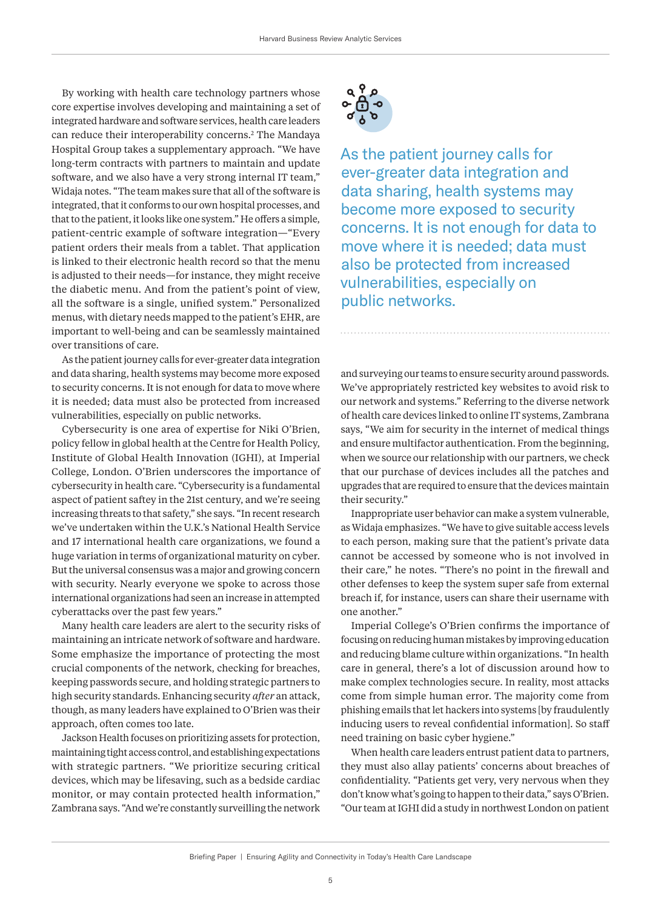By working with health care technology partners whose core expertise involves developing and maintaining a set of integrated hardware and software services, health care leaders can reduce their interoperability concerns.[2] The Mandaya Hospital Group takes a supplementary approach. "We have long-term contracts with partners to maintain and update software, and we also have a very strong internal IT team," Widaja notes. "The team makes sure that all of the software is integrated, that it conforms to our own hospital processes, and that to the patient, it looks like one system." He offers a simple, patient-centric example of software integration—"Every patient orders their meals from a tablet. That application is linked to their electronic health record so that the menu is adjusted to their needs—for instance, they might receive the diabetic menu. And from the patient's point of view, all the software is a single, unified system." Personalized menus, with dietary needs mapped to the patient's EHR, are important to well-being and can be seamlessly maintained over transitions of care.

As the patient journey calls for ever-greater data integration and data sharing, health systems may become more exposed to security concerns. It is not enough for data to move where it is needed; data must also be protected from increased vulnerabilities, especially on public networks.

Cybersecurity is one area of expertise for Niki O'Brien, policy fellow in global health at the Centre for Health Policy, Institute of Global Health Innovation (IGHI), at Imperial College, London. O'Brien underscores the importance of cybersecurity in health care. "Cybersecurity is a fundamental aspect of patient saftey in the 21st century, and we're seeing increasing threats to that safety," she says. "In recent research we've undertaken within the U.K.'s National Health Service and 17 international health care organizations, we found a huge variation in terms of organizational maturity on cyber. But the universal consensus was a major and growing concern with security. Nearly everyone we spoke to across those international organizations had seen an increase in attempted cyberattacks over the past few years."

Many health care leaders are alert to the security risks of maintaining an intricate network of software and hardware. Some emphasize the importance of protecting the most crucial components of the network, checking for breaches, keeping passwords secure, and holding strategic partners to high security standards. Enhancing security *after* an attack, though, as many leaders have explained to O'Brien was their approach, often comes too late.

Jackson Health focuses on prioritizing assets for protection, maintaining tight access control, and establishing expectations with strategic partners. "We prioritize securing critical devices, which may be lifesaving, such as a bedside cardiac monitor, or may contain protected health information," Zambrana says. "And we're constantly surveilling the network and surveying our teams to ensure security around passwords. We've appropriately restricted key websites to avoid risk to our network and systems." Referring to the diverse network of health care devices linked to online IT systems, Zambrana says, "We aim for security in the internet of medical things and ensure multifactor authentication. From the beginning, when we source our relationship with our partners, we check that our purchase of devices includes all the patches and upgrades that are required to ensure that the devices maintain their security."

> As the patient journey calls for ever-greater data integration and data sharing, health systems may become more exposed to security concerns. It is not enough for data to move where it is needed; data must also be protected from increased vulnerabilities, especially on public networks.

Inappropriate user behavior can make a system vulnerable, as Widaja emphasizes. "We have to give suitable access levels to each person, making sure that the patient's private data cannot be accessed by someone who is not involved in their care," he notes. "There's no point in the firewall and other defenses to keep the system super safe from external breach if, for instance, users can share their username with one another."

Imperial College's O'Brien confirms the importance of focusing on reducing human mistakes by improving education and reducing blame culture within organizations. "In health care in general, there's a lot of discussion around how to make complex technologies secure. In reality, most attacks come from simple human error. The majority come from phishing emails that let hackers into systems [by fraudulently inducing users to reveal confidential information]. So staff need training on basic cyber hygiene."

When health care leaders entrust patient data to partners, they must also allay patients' concerns about breaches of confidentiality. "Patients get very, very nervous when they don't know what's going to happen to their data," says O'Brien. "Our team at IGHI did a study in northwest London on patient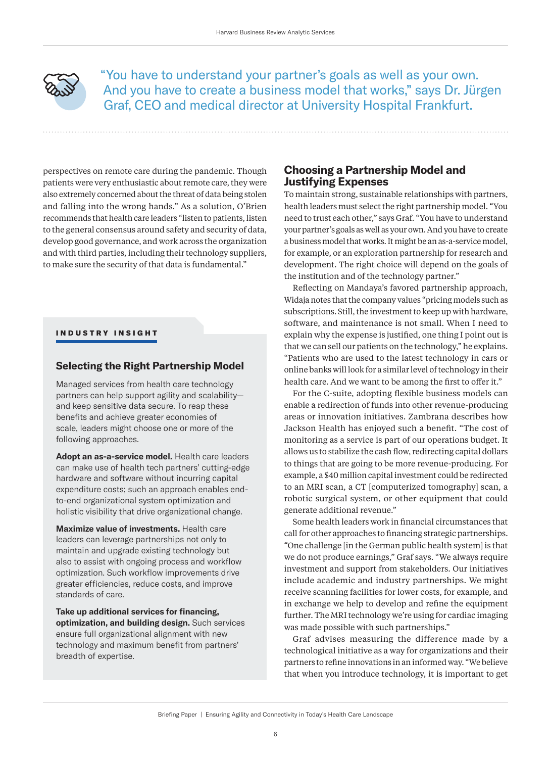> "You have to understand your partner's goals as well as your own. And you have to create a business model that works," says Dr. Jürgen Graf, CEO and medical director at University Hospital Frankfurt.

perspectives on remote care during the pandemic. Though patients were very enthusiastic about remote care, they were also extremely concerned about the threat of data being stolen and falling into the wrong hands." As a solution, O'Brien recommends that health care leaders "listen to patients, listen to the general consensus around safety and security of data, develop good governance, and work across the organization and with third parties, including their technology suppliers, to make sure the security of that data is fundamental."

**INDUSTRY INSIGHT**

### Selecting the Right Partnership Model

Managed services from health care technology partners can help support agility and scalability—and keep sensitive data secure. To reap these benefits and achieve greater economies of scale, leaders might choose one or more of the following approaches.

**Adopt an as-a-service model.** Health care leaders can make use of health tech partners' cutting-edge hardware and software without incurring capital expenditure costs; such an approach enables end-to-end organizational system optimization and holistic visibility that drive organizational change.

**Maximize value of investments.** Health care leaders can leverage partnerships not only to maintain and upgrade existing technology but also to assist with ongoing process and workflow optimization. Such workflow improvements drive greater efficiencies, reduce costs, and improve standards of care.

**Take up additional services for financing, optimization, and building design.** Such services ensure full organizational alignment with new technology and maximum benefit from partners' breadth of expertise.

## Choosing a Partnership Model and Justifying Expenses

To maintain strong, sustainable relationships with partners, health leaders must select the right partnership model. "You need to trust each other," says Graf. "You have to understand your partner's goals as well as your own. And you have to create a business model that works. It might be an as-a-service model, for example, or an exploration partnership for research and development. The right choice will depend on the goals of the institution and of the technology partner."

Reflecting on Mandaya's favored partnership approach, Widaja notes that the company values "pricing models such as subscriptions. Still, the investment to keep up with hardware, software, and maintenance is not small. When I need to explain why the expense is justified, one thing I point out is that we can sell our patients on the technology," he explains. "Patients who are used to the latest technology in cars or online banks will look for a similar level of technology in their health care. And we want to be among the first to offer it."

For the C-suite, adopting flexible business models can enable a redirection of funds into other revenue-producing areas or innovation initiatives. Zambrana describes how Jackson Health has enjoyed such a benefit. "The cost of monitoring as a service is part of our operations budget. It allows us to stabilize the cash flow, redirecting capital dollars to things that are going to be more revenue-producing. For example, a $40 million capital investment could be redirected to an MRI scan, a CT [computerized tomography] scan, a robotic surgical system, or other equipment that could generate additional revenue."

Some health leaders work in financial circumstances that call for other approaches to financing strategic partnerships. "One challenge [in the German public health system] is that we do not produce earnings," Graf says. "We always require investment and support from stakeholders. Our initiatives include academic and industry partnerships. We might receive scanning facilities for lower costs, for example, and in exchange we help to develop and refine the equipment further. The MRI technology we're using for cardiac imaging was made possible with such partnerships."

Graf advises measuring the difference made by a technological initiative as a way for organizations and their partners to refine innovations in an informed way. "We believe that when you introduce technology, it is important to get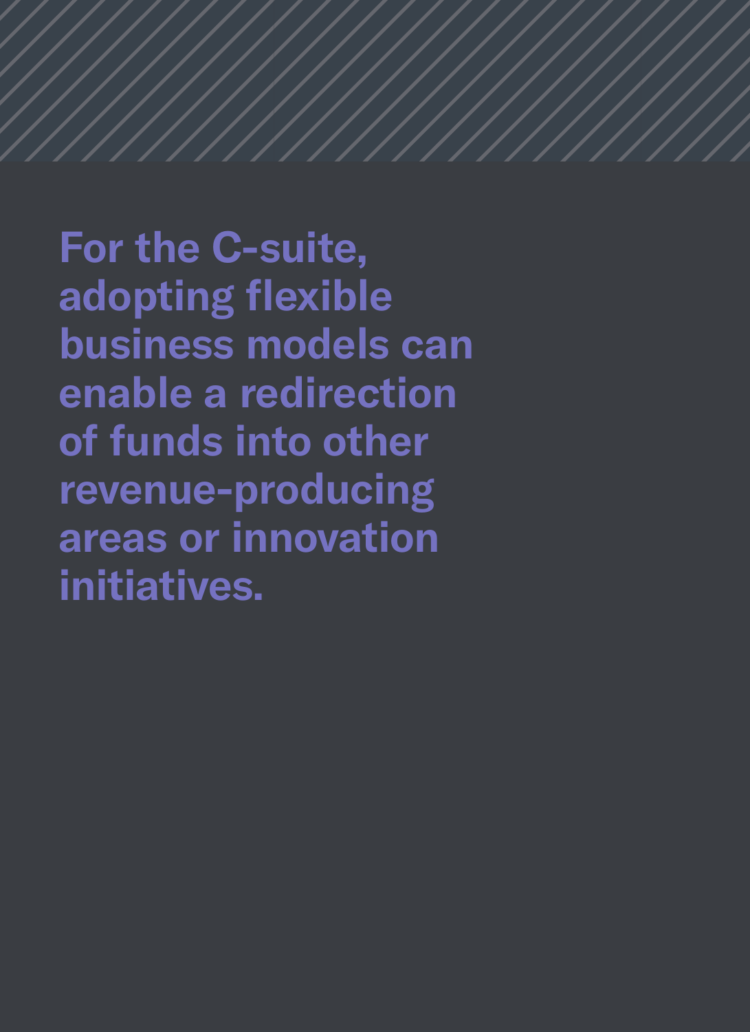**For the C-suite, adopting flexible business models can enable a redirection of funds into other revenue-producing areas or innovation initiatives.**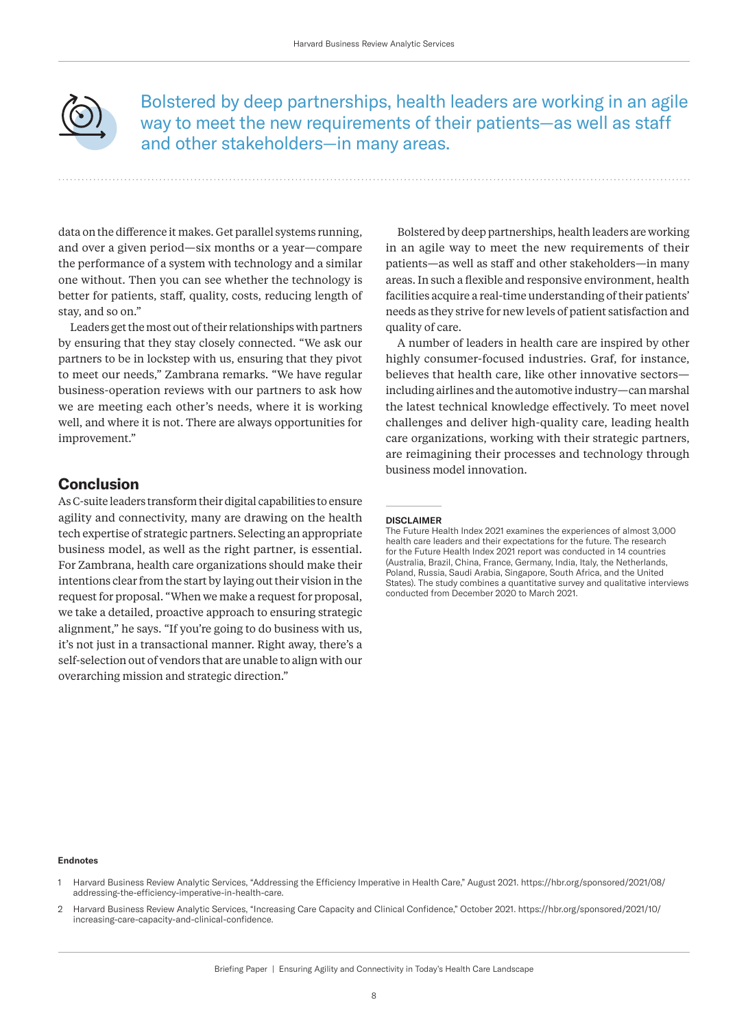> Bolstered by deep partnerships, health leaders are working in an agile way to meet the new requirements of their patients—as well as staff and other stakeholders—in many areas.

data on the difference it makes. Get parallel systems running, and over a given period—six months or a year—compare the performance of a system with technology and a similar one without. Then you can see whether the technology is better for patients, staff, quality, costs, reducing length of stay, and so on."

Leaders get the most out of their relationships with partners by ensuring that they stay closely connected. "We ask our partners to be in lockstep with us, ensuring that they pivot to meet our needs," Zambrana remarks. "We have regular business-operation reviews with our partners to ask how we are meeting each other's needs, where it is working well, and where it is not. There are always opportunities for improvement."

## Conclusion

As C-suite leaders transform their digital capabilities to ensure agility and connectivity, many are drawing on the health tech expertise of strategic partners. Selecting an appropriate business model, as well as the right partner, is essential. For Zambrana, health care organizations should make their intentions clear from the start by laying out their vision in the request for proposal. "When we make a request for proposal, we take a detailed, proactive approach to ensuring strategic alignment," he says. "If you're going to do business with us, it's not just in a transactional manner. Right away, there's a self-selection out of vendors that are unable to align with our overarching mission and strategic direction."

Bolstered by deep partnerships, health leaders are working in an agile way to meet the new requirements of their patients—as well as staff and other stakeholders—in many areas. In such a flexible and responsive environment, health facilities acquire a real-time understanding of their patients' needs as they strive for new levels of patient satisfaction and quality of care.

A number of leaders in health care are inspired by other highly consumer-focused industries. Graf, for instance, believes that health care, like other innovative sectors—including airlines and the automotive industry—can marshal the latest technical knowledge effectively. To meet novel challenges and deliver high-quality care, leading health care organizations, working with their strategic partners, are reimagining their processes and technology through business model innovation.

**DISCLAIMER**

The Future Health Index 2021 examines the experiences of almost 3,000 health care leaders and their expectations for the future. The research for the Future Health Index 2021 report was conducted in 14 countries (Australia, Brazil, China, France, Germany, India, Italy, the Netherlands, Poland, Russia, Saudi Arabia, Singapore, South Africa, and the United States). The study combines a quantitative survey and qualitative interviews conducted from December 2020 to March 2021.

**Endnotes**

1. Harvard Business Review Analytic Services, "Addressing the Efficiency Imperative in Health Care," August 2021. https://hbr.org/sponsored/2021/08/addressing-the-efficiency-imperative-in-health-care.
2. Harvard Business Review Analytic Services, "Increasing Care Capacity and Clinical Confidence," October 2021. https://hbr.org/sponsored/2021/10/increasing-care-capacity-and-clinical-confidence.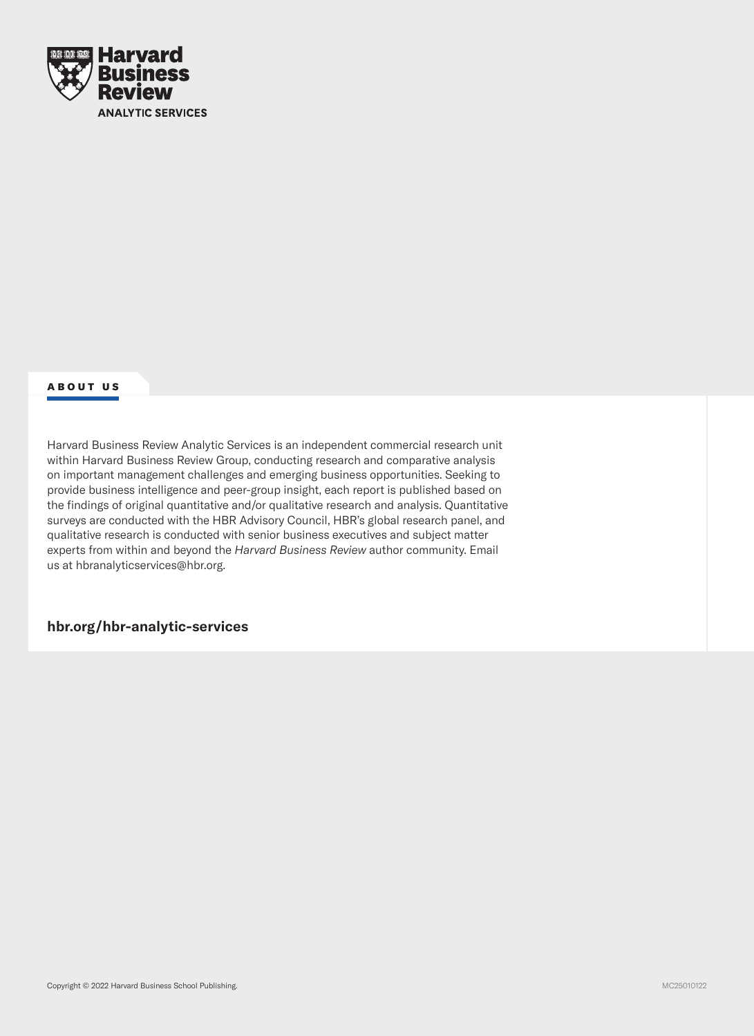**Harvard Business Review**
**ANALYTIC SERVICES**

## ABOUT US

Harvard Business Review Analytic Services is an independent commercial research unit within Harvard Business Review Group, conducting research and comparative analysis on important management challenges and emerging business opportunities. Seeking to provide business intelligence and peer-group insight, each report is published based on the findings of original quantitative and/or qualitative research and analysis. Quantitative surveys are conducted with the HBR Advisory Council, HBR's global research panel, and qualitative research is conducted with senior business executives and subject matter experts from within and beyond the *Harvard Business Review* author community. Email us at hbranalyticservices@hbr.org.

**hbr.org/hbr-analytic-services**

Copyright © 2022 Harvard Business School Publishing.

MC25010122